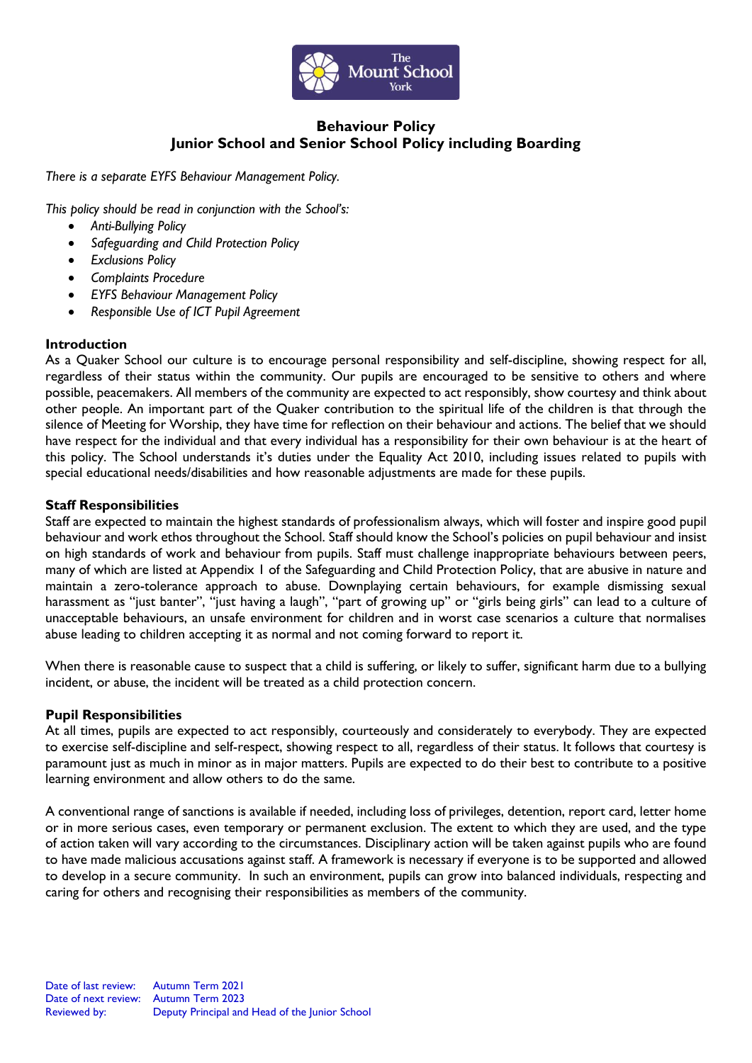# Behaviour Policy
## Junior School and Senior School Policy including Boarding

*There is a separate EYFS Behaviour Management Policy.*

*This policy should be read in conjunction with the School's:*

- *Anti-Bullying Policy*
- *Safeguarding and Child Protection Policy*
- *Exclusions Policy*
- *Complaints Procedure*
- *EYFS Behaviour Management Policy*
- *Responsible Use of ICT Pupil Agreement*

### Introduction

As a Quaker School our culture is to encourage personal responsibility and self-discipline, showing respect for all, regardless of their status within the community. Our pupils are encouraged to be sensitive to others and where possible, peacemakers. All members of the community are expected to act responsibly, show courtesy and think about other people. An important part of the Quaker contribution to the spiritual life of the children is that through the silence of Meeting for Worship, they have time for reflection on their behaviour and actions. The belief that we should have respect for the individual and that every individual has a responsibility for their own behaviour is at the heart of this policy. The School understands it's duties under the Equality Act 2010, including issues related to pupils with special educational needs/disabilities and how reasonable adjustments are made for these pupils.

### Staff Responsibilities

Staff are expected to maintain the highest standards of professionalism always, which will foster and inspire good pupil behaviour and work ethos throughout the School. Staff should know the School's policies on pupil behaviour and insist on high standards of work and behaviour from pupils. Staff must challenge inappropriate behaviours between peers, many of which are listed at Appendix 1 of the Safeguarding and Child Protection Policy, that are abusive in nature and maintain a zero-tolerance approach to abuse. Downplaying certain behaviours, for example dismissing sexual harassment as "just banter", "just having a laugh", "part of growing up" or "girls being girls" can lead to a culture of unacceptable behaviours, an unsafe environment for children and in worst case scenarios a culture that normalises abuse leading to children accepting it as normal and not coming forward to report it.

When there is reasonable cause to suspect that a child is suffering, or likely to suffer, significant harm due to a bullying incident, or abuse, the incident will be treated as a child protection concern.

### Pupil Responsibilities

At all times, pupils are expected to act responsibly, courteously and considerately to everybody. They are expected to exercise self-discipline and self-respect, showing respect to all, regardless of their status. It follows that courtesy is paramount just as much in minor as in major matters. Pupils are expected to do their best to contribute to a positive learning environment and allow others to do the same.

A conventional range of sanctions is available if needed, including loss of privileges, detention, report card, letter home or in more serious cases, even temporary or permanent exclusion. The extent to which they are used, and the type of action taken will vary according to the circumstances. Disciplinary action will be taken against pupils who are found to have made malicious accusations against staff. A framework is necessary if everyone is to be supported and allowed to develop in a secure community. In such an environment, pupils can grow into balanced individuals, respecting and caring for others and recognising their responsibilities as members of the community.

Date of last review: Autumn Term 2021
Date of next review: Autumn Term 2023
Reviewed by: Deputy Principal and Head of the Junior School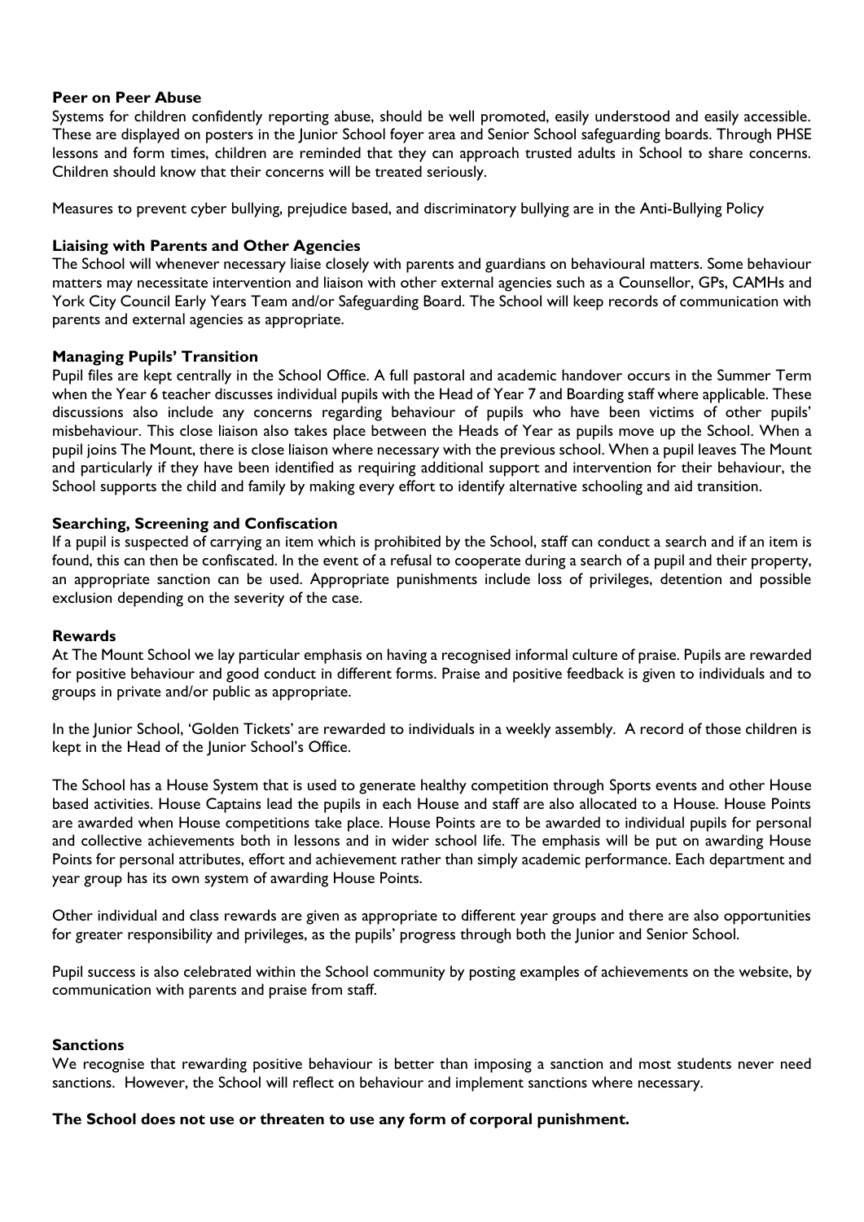**Peer on Peer Abuse**

Systems for children confidently reporting abuse, should be well promoted, easily understood and easily accessible. These are displayed on posters in the Junior School foyer area and Senior School safeguarding boards. Through PHSE lessons and form times, children are reminded that they can approach trusted adults in School to share concerns. Children should know that their concerns will be treated seriously.

Measures to prevent cyber bullying, prejudice based, and discriminatory bullying are in the Anti-Bullying Policy

**Liaising with Parents and Other Agencies**

The School will whenever necessary liaise closely with parents and guardians on behavioural matters. Some behaviour matters may necessitate intervention and liaison with other external agencies such as a Counsellor, GPs, CAMHs and York City Council Early Years Team and/or Safeguarding Board. The School will keep records of communication with parents and external agencies as appropriate.

**Managing Pupils' Transition**

Pupil files are kept centrally in the School Office. A full pastoral and academic handover occurs in the Summer Term when the Year 6 teacher discusses individual pupils with the Head of Year 7 and Boarding staff where applicable. These discussions also include any concerns regarding behaviour of pupils who have been victims of other pupils' misbehaviour. This close liaison also takes place between the Heads of Year as pupils move up the School. When a pupil joins The Mount, there is close liaison where necessary with the previous school. When a pupil leaves The Mount and particularly if they have been identified as requiring additional support and intervention for their behaviour, the School supports the child and family by making every effort to identify alternative schooling and aid transition.

**Searching, Screening and Confiscation**

If a pupil is suspected of carrying an item which is prohibited by the School, staff can conduct a search and if an item is found, this can then be confiscated. In the event of a refusal to cooperate during a search of a pupil and their property, an appropriate sanction can be used. Appropriate punishments include loss of privileges, detention and possible exclusion depending on the severity of the case.

**Rewards**

At The Mount School we lay particular emphasis on having a recognised informal culture of praise. Pupils are rewarded for positive behaviour and good conduct in different forms. Praise and positive feedback is given to individuals and to groups in private and/or public as appropriate.

In the Junior School, 'Golden Tickets' are rewarded to individuals in a weekly assembly. A record of those children is kept in the Head of the Junior School's Office.

The School has a House System that is used to generate healthy competition through Sports events and other House based activities. House Captains lead the pupils in each House and staff are also allocated to a House. House Points are awarded when House competitions take place. House Points are to be awarded to individual pupils for personal and collective achievements both in lessons and in wider school life. The emphasis will be put on awarding House Points for personal attributes, effort and achievement rather than simply academic performance. Each department and year group has its own system of awarding House Points.

Other individual and class rewards are given as appropriate to different year groups and there are also opportunities for greater responsibility and privileges, as the pupils' progress through both the Junior and Senior School.

Pupil success is also celebrated within the School community by posting examples of achievements on the website, by communication with parents and praise from staff.

**Sanctions**

We recognise that rewarding positive behaviour is better than imposing a sanction and most students never need sanctions. However, the School will reflect on behaviour and implement sanctions where necessary.

**The School does not use or threaten to use any form of corporal punishment.**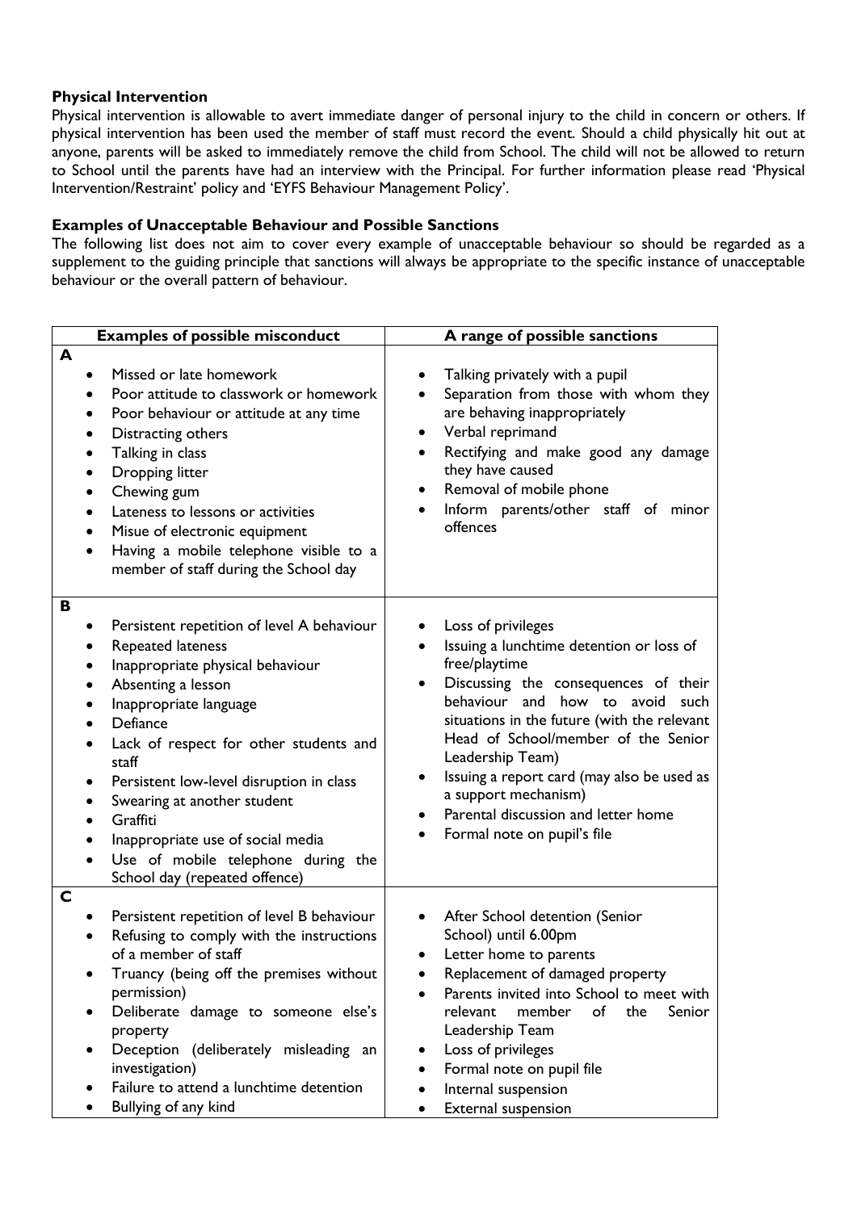### Physical Intervention

Physical intervention is allowable to avert immediate danger of personal injury to the child in concern or others. If physical intervention has been used the member of staff must record the event. Should a child physically hit out at anyone, parents will be asked to immediately remove the child from School. The child will not be allowed to return to School until the parents have had an interview with the Principal. For further information please read 'Physical Intervention/Restraint' policy and 'EYFS Behaviour Management Policy'.

### Examples of Unacceptable Behaviour and Possible Sanctions

The following list does not aim to cover every example of unacceptable behaviour so should be regarded as a supplement to the guiding principle that sanctions will always be appropriate to the specific instance of unacceptable behaviour or the overall pattern of behaviour.

| Examples of possible misconduct | A range of possible sanctions |
|---|---|
| **A**<br>• Missed or late homework<br>• Poor attitude to classwork or homework<br>• Poor behaviour or attitude at any time<br>• Distracting others<br>• Talking in class<br>• Dropping litter<br>• Chewing gum<br>• Lateness to lessons or activities<br>• Misue of electronic equipment<br>• Having a mobile telephone visible to a member of staff during the School day | • Talking privately with a pupil<br>• Separation from those with whom they are behaving inappropriately<br>• Verbal reprimand<br>• Rectifying and make good any damage they have caused<br>• Removal of mobile phone<br>• Inform parents/other staff of minor offences |
| **B**<br>• Persistent repetition of level A behaviour<br>• Repeated lateness<br>• Inappropriate physical behaviour<br>• Absenting a lesson<br>• Inappropriate language<br>• Defiance<br>• Lack of respect for other students and staff<br>• Persistent low-level disruption in class<br>• Swearing at another student<br>• Graffiti<br>• Inappropriate use of social media<br>• Use of mobile telephone during the School day (repeated offence) | • Loss of privileges<br>• Issuing a lunchtime detention or loss of free/playtime<br>• Discussing the consequences of their behaviour and how to avoid such situations in the future (with the relevant Head of School/member of the Senior Leadership Team)<br>• Issuing a report card (may also be used as a support mechanism)<br>• Parental discussion and letter home<br>• Formal note on pupil's file |
| **C**<br>• Persistent repetition of level B behaviour<br>• Refusing to comply with the instructions of a member of staff<br>• Truancy (being off the premises without permission)<br>• Deliberate damage to someone else's property<br>• Deception (deliberately misleading an investigation)<br>• Failure to attend a lunchtime detention<br>• Bullying of any kind | • After School detention (Senior School) until 6.00pm<br>• Letter home to parents<br>• Replacement of damaged property<br>• Parents invited into School to meet with relevant member of the Senior Leadership Team<br>• Loss of privileges<br>• Formal note on pupil file<br>• Internal suspension<br>• External suspension |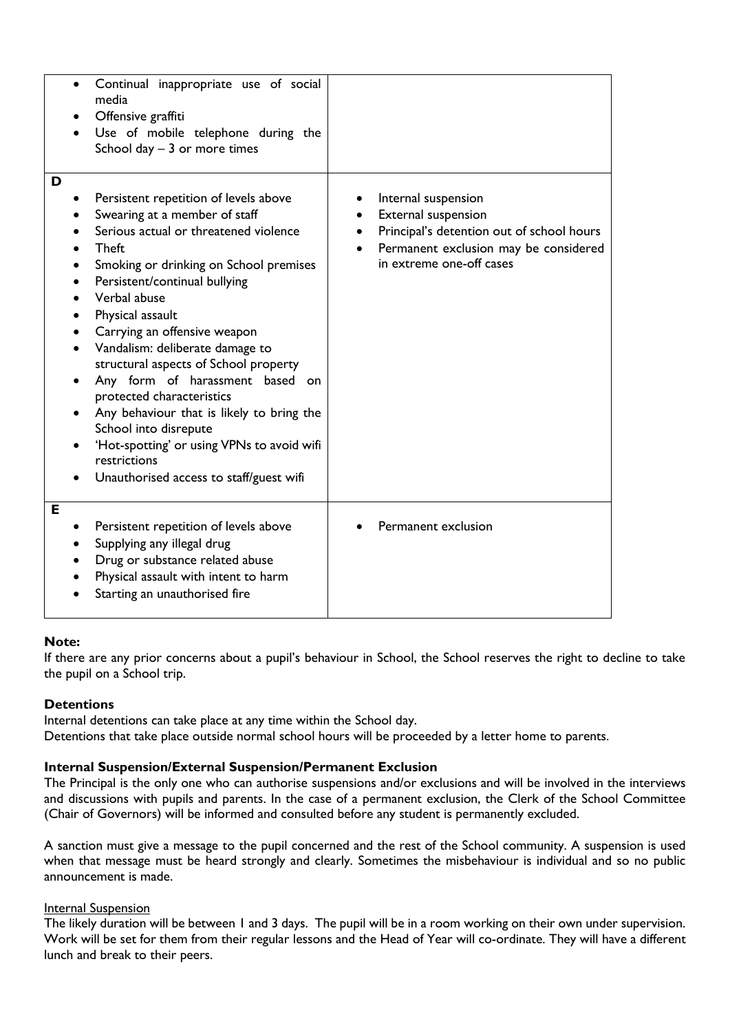| | |
|---|---|
| • Continual inappropriate use of social media<br>• Offensive graffiti<br>• Use of mobile telephone during the School day – 3 or more times | |
| **D**<br>• Persistent repetition of levels above<br>• Swearing at a member of staff<br>• Serious actual or threatened violence<br>• Theft<br>• Smoking or drinking on School premises<br>• Persistent/continual bullying<br>• Verbal abuse<br>• Physical assault<br>• Carrying an offensive weapon<br>• Vandalism: deliberate damage to structural aspects of School property<br>• Any form of harassment based on protected characteristics<br>• Any behaviour that is likely to bring the School into disrepute<br>• 'Hot-spotting' or using VPNs to avoid wifi restrictions<br>• Unauthorised access to staff/guest wifi | • Internal suspension<br>• External suspension<br>• Principal's detention out of school hours<br>• Permanent exclusion may be considered in extreme one-off cases |
| **E**<br>• Persistent repetition of levels above<br>• Supplying any illegal drug<br>• Drug or substance related abuse<br>• Physical assault with intent to harm<br>• Starting an unauthorised fire | • Permanent exclusion |

**Note:**
If there are any prior concerns about a pupil's behaviour in School, the School reserves the right to decline to take the pupil on a School trip.

**Detentions**
Internal detentions can take place at any time within the School day.
Detentions that take place outside normal school hours will be proceeded by a letter home to parents.

**Internal Suspension/External Suspension/Permanent Exclusion**
The Principal is the only one who can authorise suspensions and/or exclusions and will be involved in the interviews and discussions with pupils and parents. In the case of a permanent exclusion, the Clerk of the School Committee (Chair of Governors) will be informed and consulted before any student is permanently excluded.

A sanction must give a message to the pupil concerned and the rest of the School community. A suspension is used when that message must be heard strongly and clearly. Sometimes the misbehaviour is individual and so no public announcement is made.

<u>Internal Suspension</u>
The likely duration will be between 1 and 3 days. The pupil will be in a room working on their own under supervision. Work will be set for them from their regular lessons and the Head of Year will co-ordinate. They will have a different lunch and break to their peers.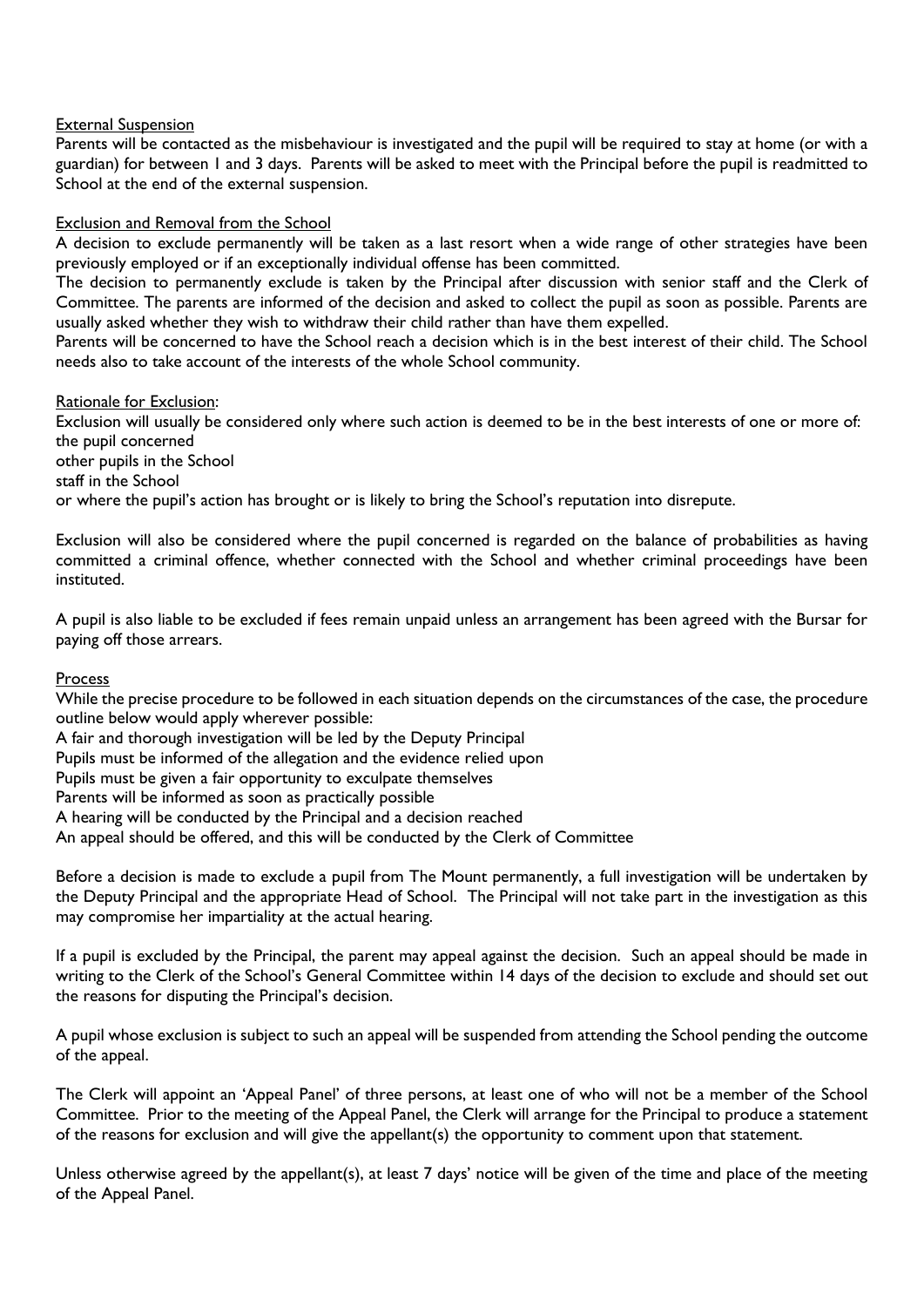External Suspension

Parents will be contacted as the misbehaviour is investigated and the pupil will be required to stay at home (or with a guardian) for between 1 and 3 days. Parents will be asked to meet with the Principal before the pupil is readmitted to School at the end of the external suspension.

Exclusion and Removal from the School

A decision to exclude permanently will be taken as a last resort when a wide range of other strategies have been previously employed or if an exceptionally individual offense has been committed.

The decision to permanently exclude is taken by the Principal after discussion with senior staff and the Clerk of Committee. The parents are informed of the decision and asked to collect the pupil as soon as possible. Parents are usually asked whether they wish to withdraw their child rather than have them expelled.

Parents will be concerned to have the School reach a decision which is in the best interest of their child. The School needs also to take account of the interests of the whole School community.

Rationale for Exclusion:

Exclusion will usually be considered only where such action is deemed to be in the best interests of one or more of:

the pupil concerned

other pupils in the School

staff in the School

or where the pupil's action has brought or is likely to bring the School's reputation into disrepute.

Exclusion will also be considered where the pupil concerned is regarded on the balance of probabilities as having committed a criminal offence, whether connected with the School and whether criminal proceedings have been instituted.

A pupil is also liable to be excluded if fees remain unpaid unless an arrangement has been agreed with the Bursar for paying off those arrears.

Process

While the precise procedure to be followed in each situation depends on the circumstances of the case, the procedure outline below would apply wherever possible:

A fair and thorough investigation will be led by the Deputy Principal

Pupils must be informed of the allegation and the evidence relied upon

Pupils must be given a fair opportunity to exculpate themselves

Parents will be informed as soon as practically possible

A hearing will be conducted by the Principal and a decision reached

An appeal should be offered, and this will be conducted by the Clerk of Committee

Before a decision is made to exclude a pupil from The Mount permanently, a full investigation will be undertaken by the Deputy Principal and the appropriate Head of School. The Principal will not take part in the investigation as this may compromise her impartiality at the actual hearing.

If a pupil is excluded by the Principal, the parent may appeal against the decision. Such an appeal should be made in writing to the Clerk of the School's General Committee within 14 days of the decision to exclude and should set out the reasons for disputing the Principal's decision.

A pupil whose exclusion is subject to such an appeal will be suspended from attending the School pending the outcome of the appeal.

The Clerk will appoint an 'Appeal Panel' of three persons, at least one of who will not be a member of the School Committee. Prior to the meeting of the Appeal Panel, the Clerk will arrange for the Principal to produce a statement of the reasons for exclusion and will give the appellant(s) the opportunity to comment upon that statement.

Unless otherwise agreed by the appellant(s), at least 7 days' notice will be given of the time and place of the meeting of the Appeal Panel.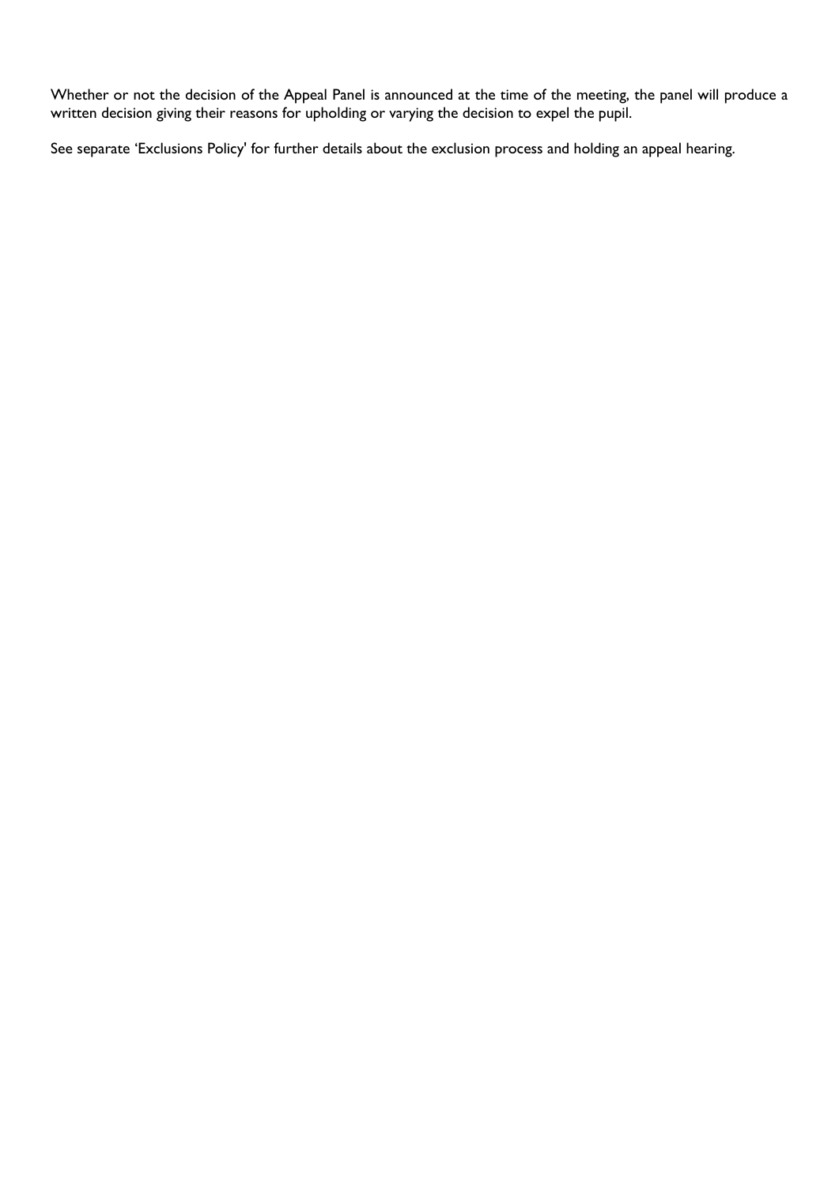Whether or not the decision of the Appeal Panel is announced at the time of the meeting, the panel will produce a written decision giving their reasons for upholding or varying the decision to expel the pupil.

See separate 'Exclusions Policy' for further details about the exclusion process and holding an appeal hearing.